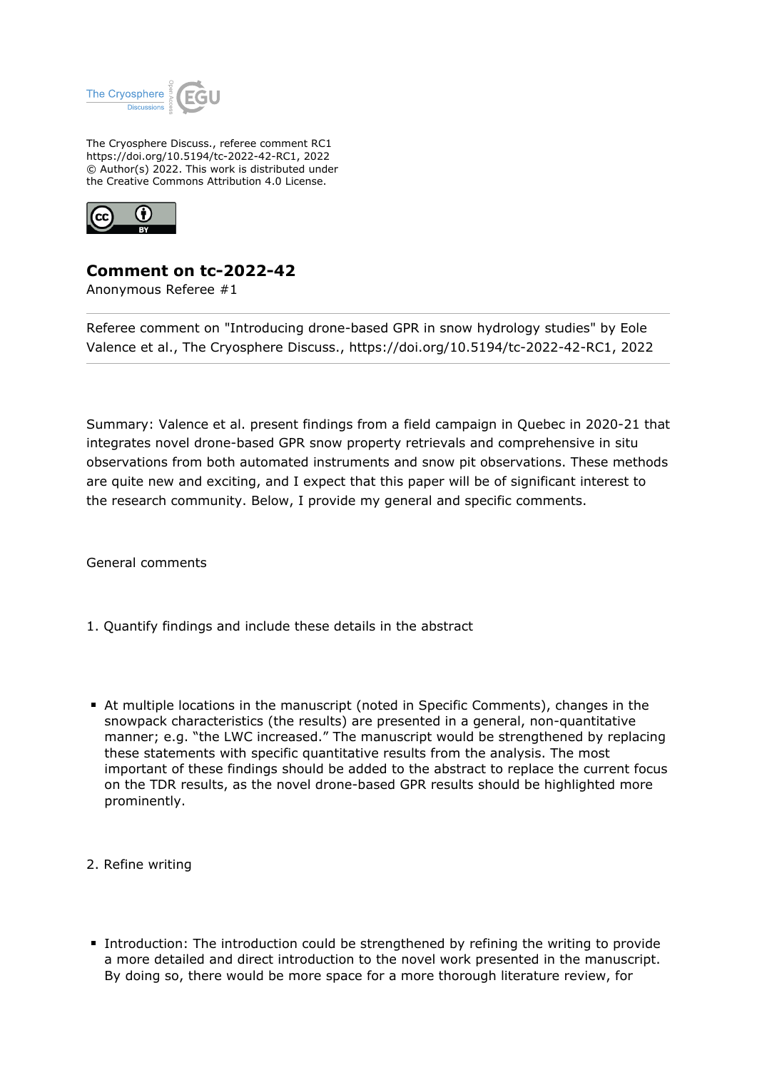The Cryosphere Discuss., referee comment RC1
https://doi.org/10.5194/tc-2022-42-RC1, 2022
© Author(s) 2022. This work is distributed under
the Creative Commons Attribution 4.0 License.

# Comment on tc-2022-42

Anonymous Referee #1

Referee comment on "Introducing drone-based GPR in snow hydrology studies" by Eole Valence et al., The Cryosphere Discuss., https://doi.org/10.5194/tc-2022-42-RC1, 2022

Summary: Valence et al. present findings from a field campaign in Quebec in 2020-21 that integrates novel drone-based GPR snow property retrievals and comprehensive in situ observations from both automated instruments and snow pit observations. These methods are quite new and exciting, and I expect that this paper will be of significant interest to the research community. Below, I provide my general and specific comments.

General comments

1. Quantify findings and include these details in the abstract

- At multiple locations in the manuscript (noted in Specific Comments), changes in the snowpack characteristics (the results) are presented in a general, non-quantitative manner; e.g. "the LWC increased." The manuscript would be strengthened by replacing these statements with specific quantitative results from the analysis. The most important of these findings should be added to the abstract to replace the current focus on the TDR results, as the novel drone-based GPR results should be highlighted more prominently.

2. Refine writing

- Introduction: The introduction could be strengthened by refining the writing to provide a more detailed and direct introduction to the novel work presented in the manuscript. By doing so, there would be more space for a more thorough literature review, for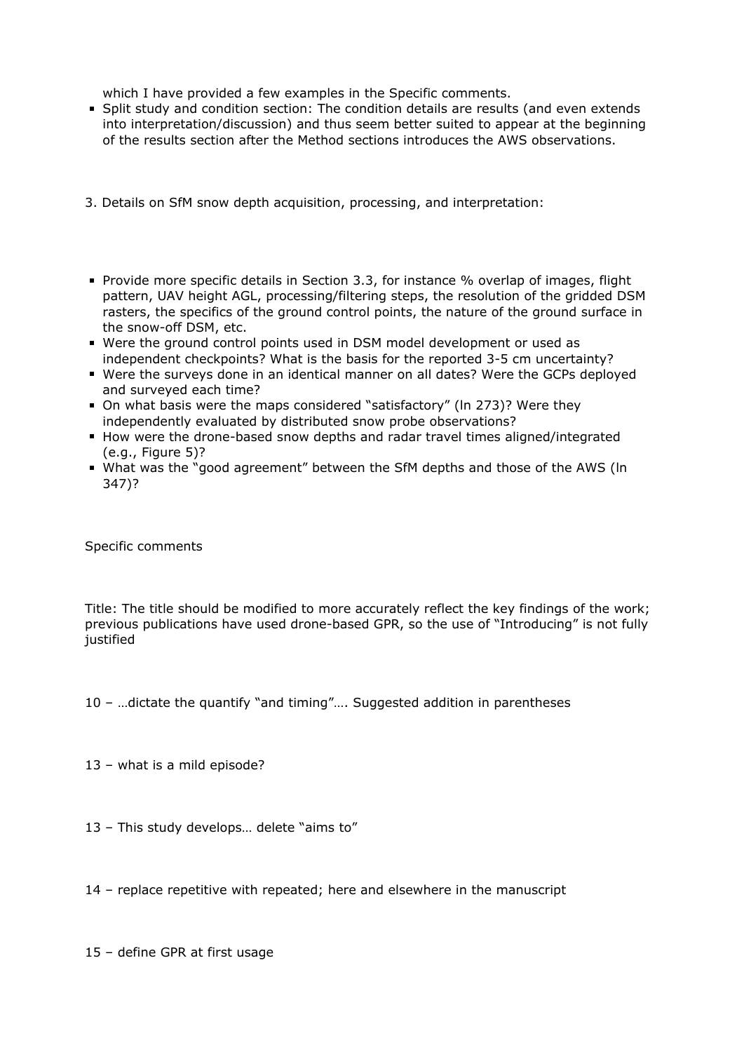which I have provided a few examples in the Specific comments.

- Split study and condition section: The condition details are results (and even extends into interpretation/discussion) and thus seem better suited to appear at the beginning of the results section after the Method sections introduces the AWS observations.

3. Details on SfM snow depth acquisition, processing, and interpretation:

- Provide more specific details in Section 3.3, for instance % overlap of images, flight pattern, UAV height AGL, processing/filtering steps, the resolution of the gridded DSM rasters, the specifics of the ground control points, the nature of the ground surface in the snow-off DSM, etc.
- Were the ground control points used in DSM model development or used as independent checkpoints? What is the basis for the reported 3-5 cm uncertainty?
- Were the surveys done in an identical manner on all dates? Were the GCPs deployed and surveyed each time?
- On what basis were the maps considered “satisfactory” (ln 273)? Were they independently evaluated by distributed snow probe observations?
- How were the drone-based snow depths and radar travel times aligned/integrated (e.g., Figure 5)?
- What was the “good agreement” between the SfM depths and those of the AWS (ln 347)?

Specific comments

Title: The title should be modified to more accurately reflect the key findings of the work; previous publications have used drone-based GPR, so the use of “Introducing” is not fully justified

10 – …dictate the quantify “and timing”…. Suggested addition in parentheses

13 – what is a mild episode?

13 – This study develops… delete “aims to”

14 – replace repetitive with repeated; here and elsewhere in the manuscript

15 – define GPR at first usage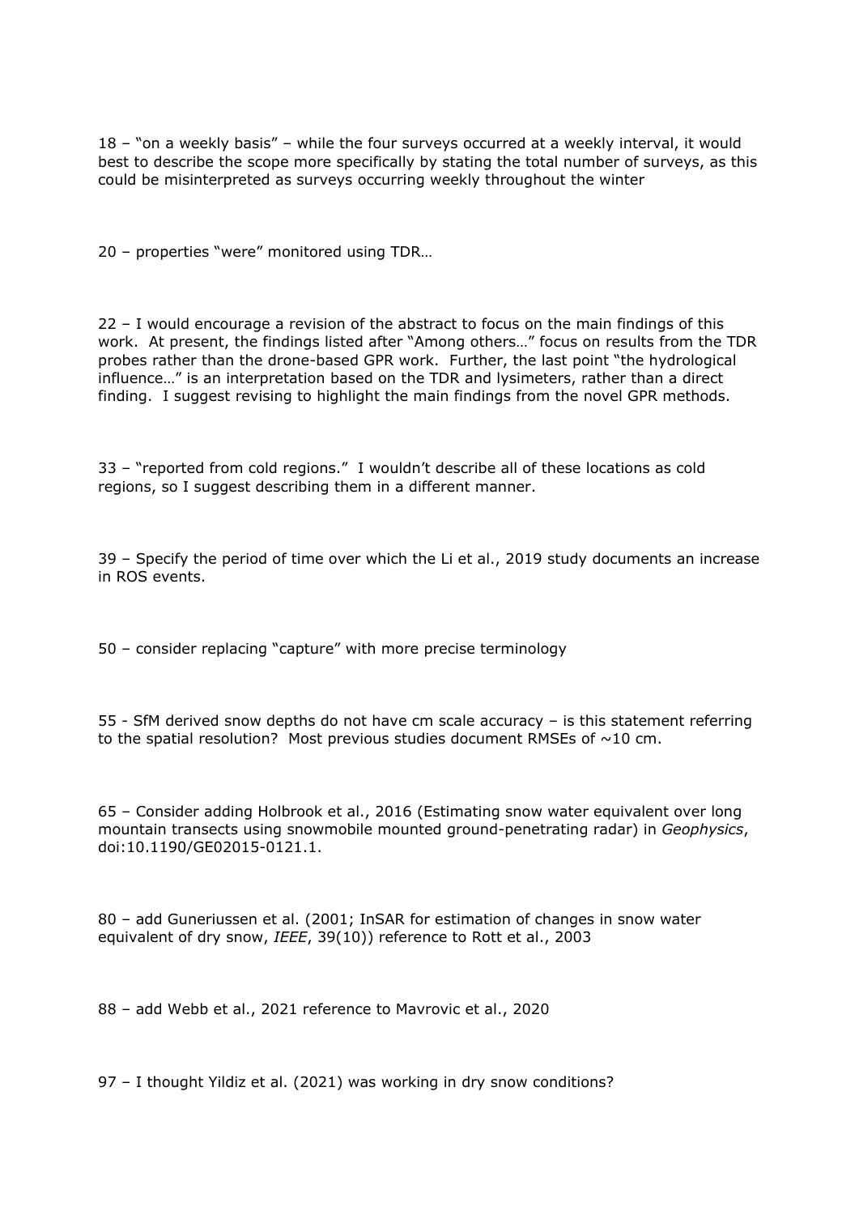18 – "on a weekly basis" – while the four surveys occurred at a weekly interval, it would best to describe the scope more specifically by stating the total number of surveys, as this could be misinterpreted as surveys occurring weekly throughout the winter

20 – properties "were" monitored using TDR…

22 – I would encourage a revision of the abstract to focus on the main findings of this work. At present, the findings listed after "Among others…" focus on results from the TDR probes rather than the drone-based GPR work. Further, the last point "the hydrological influence…" is an interpretation based on the TDR and lysimeters, rather than a direct finding. I suggest revising to highlight the main findings from the novel GPR methods.

33 – "reported from cold regions." I wouldn't describe all of these locations as cold regions, so I suggest describing them in a different manner.

39 – Specify the period of time over which the Li et al., 2019 study documents an increase in ROS events.

50 – consider replacing "capture" with more precise terminology

55 - SfM derived snow depths do not have cm scale accuracy – is this statement referring to the spatial resolution? Most previous studies document RMSEs of ~10 cm.

65 – Consider adding Holbrook et al., 2016 (Estimating snow water equivalent over long mountain transects using snowmobile mounted ground-penetrating radar) in *Geophysics*, doi:10.1190/GE02015-0121.1.

80 – add Guneriussen et al. (2001; InSAR for estimation of changes in snow water equivalent of dry snow, *IEEE*, 39(10)) reference to Rott et al., 2003

88 – add Webb et al., 2021 reference to Mavrovic et al., 2020

97 – I thought Yildiz et al. (2021) was working in dry snow conditions?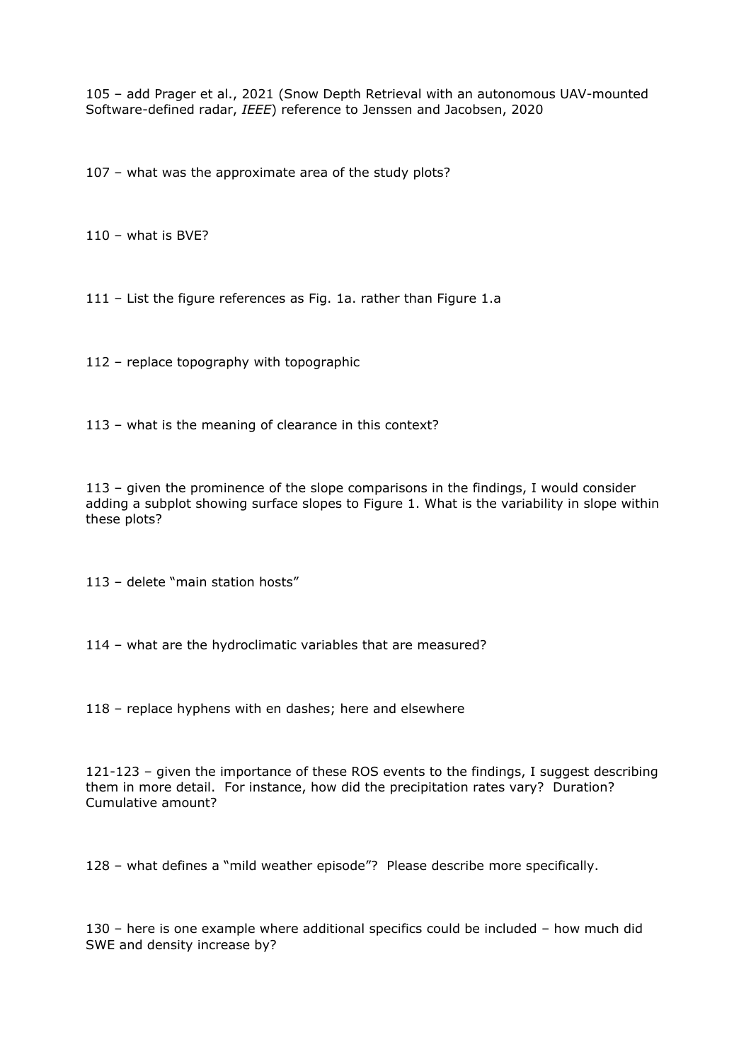105 – add Prager et al., 2021 (Snow Depth Retrieval with an autonomous UAV-mounted Software-defined radar, *IEEE*) reference to Jenssen and Jacobsen, 2020

107 – what was the approximate area of the study plots?

110 – what is BVE?

111 – List the figure references as Fig. 1a. rather than Figure 1.a

112 – replace topography with topographic

113 – what is the meaning of clearance in this context?

113 – given the prominence of the slope comparisons in the findings, I would consider adding a subplot showing surface slopes to Figure 1. What is the variability in slope within these plots?

113 – delete "main station hosts"

114 – what are the hydroclimatic variables that are measured?

118 – replace hyphens with en dashes; here and elsewhere

121-123 – given the importance of these ROS events to the findings, I suggest describing them in more detail. For instance, how did the precipitation rates vary? Duration? Cumulative amount?

128 – what defines a "mild weather episode"? Please describe more specifically.

130 – here is one example where additional specifics could be included – how much did SWE and density increase by?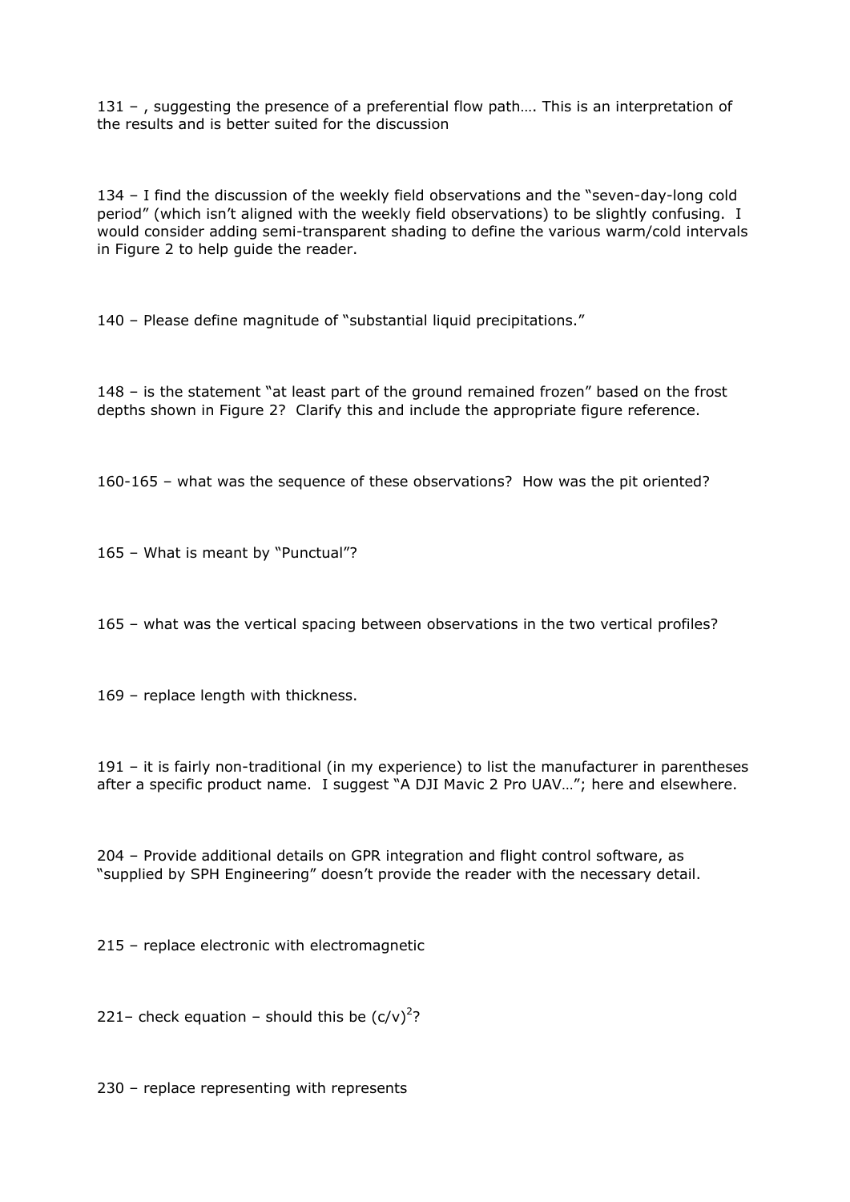131 – , suggesting the presence of a preferential flow path…. This is an interpretation of the results and is better suited for the discussion

134 – I find the discussion of the weekly field observations and the "seven-day-long cold period" (which isn't aligned with the weekly field observations) to be slightly confusing. I would consider adding semi-transparent shading to define the various warm/cold intervals in Figure 2 to help guide the reader.

140 – Please define magnitude of "substantial liquid precipitations."

148 – is the statement "at least part of the ground remained frozen" based on the frost depths shown in Figure 2? Clarify this and include the appropriate figure reference.

160-165 – what was the sequence of these observations? How was the pit oriented?

165 – What is meant by "Punctual"?

165 – what was the vertical spacing between observations in the two vertical profiles?

169 – replace length with thickness.

191 – it is fairly non-traditional (in my experience) to list the manufacturer in parentheses after a specific product name. I suggest "A DJI Mavic 2 Pro UAV…"; here and elsewhere.

204 – Provide additional details on GPR integration and flight control software, as "supplied by SPH Engineering" doesn't provide the reader with the necessary detail.

215 – replace electronic with electromagnetic

221– check equation – should this be $(c/v)^2$?

230 – replace representing with represents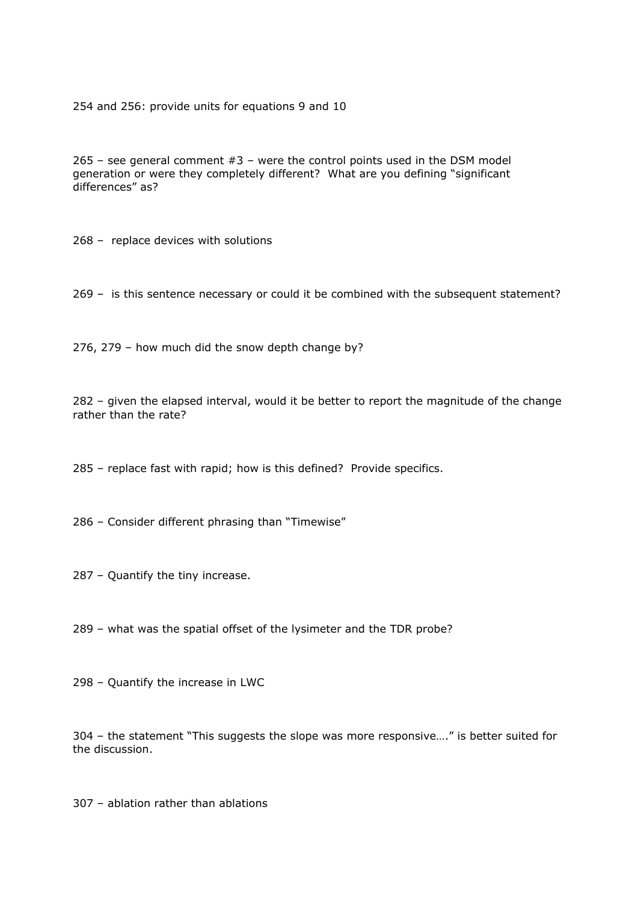254 and 256: provide units for equations 9 and 10

265 – see general comment #3 – were the control points used in the DSM model generation or were they completely different? What are you defining "significant differences" as?

268 – replace devices with solutions

269 – is this sentence necessary or could it be combined with the subsequent statement?

276, 279 – how much did the snow depth change by?

282 – given the elapsed interval, would it be better to report the magnitude of the change rather than the rate?

285 – replace fast with rapid; how is this defined? Provide specifics.

286 – Consider different phrasing than "Timewise"

287 – Quantify the tiny increase.

289 – what was the spatial offset of the lysimeter and the TDR probe?

298 – Quantify the increase in LWC

304 – the statement "This suggests the slope was more responsive…." is better suited for the discussion.

307 – ablation rather than ablations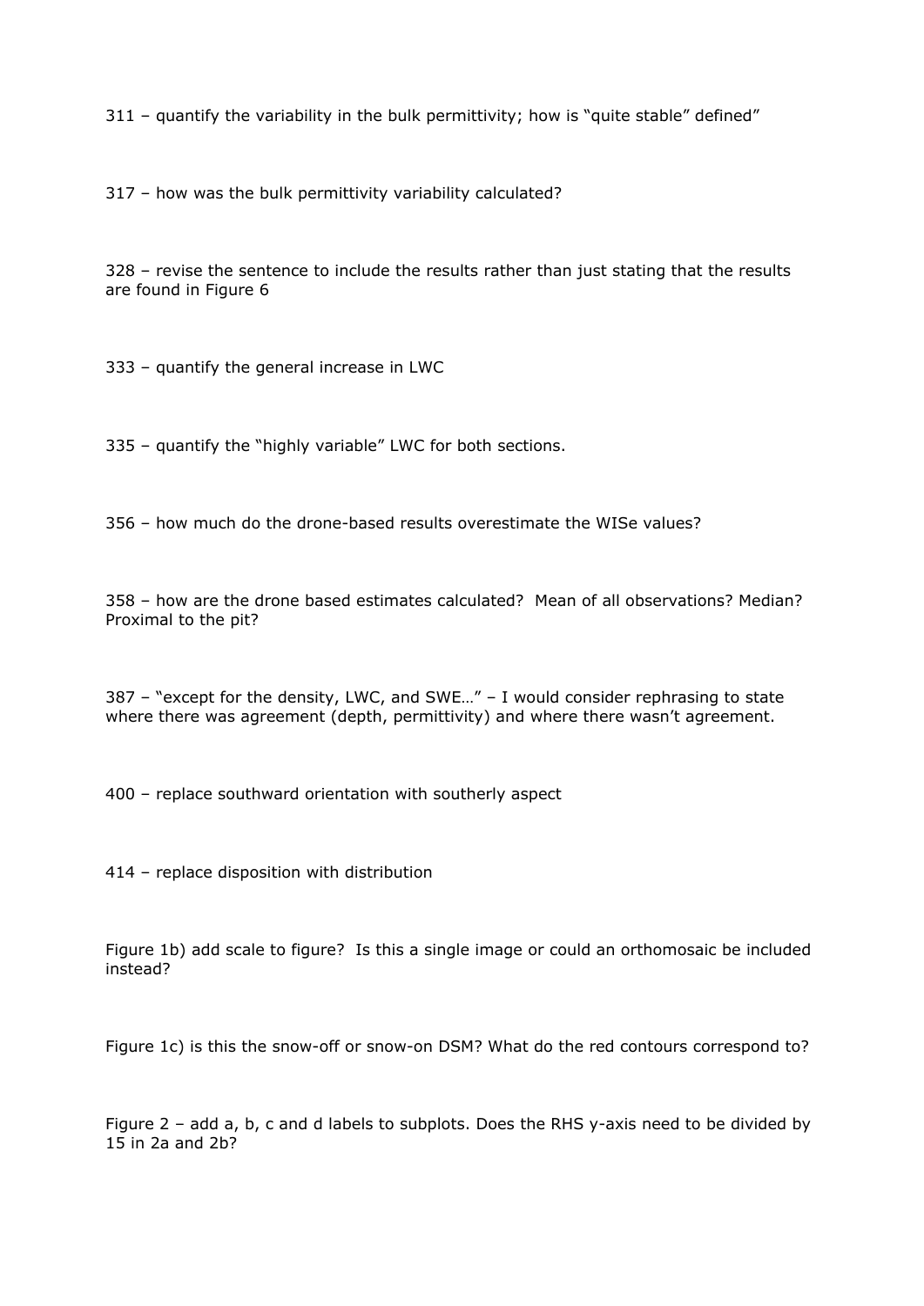311 – quantify the variability in the bulk permittivity; how is "quite stable" defined"

317 – how was the bulk permittivity variability calculated?

328 – revise the sentence to include the results rather than just stating that the results are found in Figure 6

333 – quantify the general increase in LWC

335 – quantify the "highly variable" LWC for both sections.

356 – how much do the drone-based results overestimate the WISe values?

358 – how are the drone based estimates calculated? Mean of all observations? Median? Proximal to the pit?

387 – "except for the density, LWC, and SWE…" – I would consider rephrasing to state where there was agreement (depth, permittivity) and where there wasn't agreement.

400 – replace southward orientation with southerly aspect

414 – replace disposition with distribution

Figure 1b) add scale to figure? Is this a single image or could an orthomosaic be included instead?

Figure 1c) is this the snow-off or snow-on DSM? What do the red contours correspond to?

Figure 2 – add a, b, c and d labels to subplots. Does the RHS y-axis need to be divided by 15 in 2a and 2b?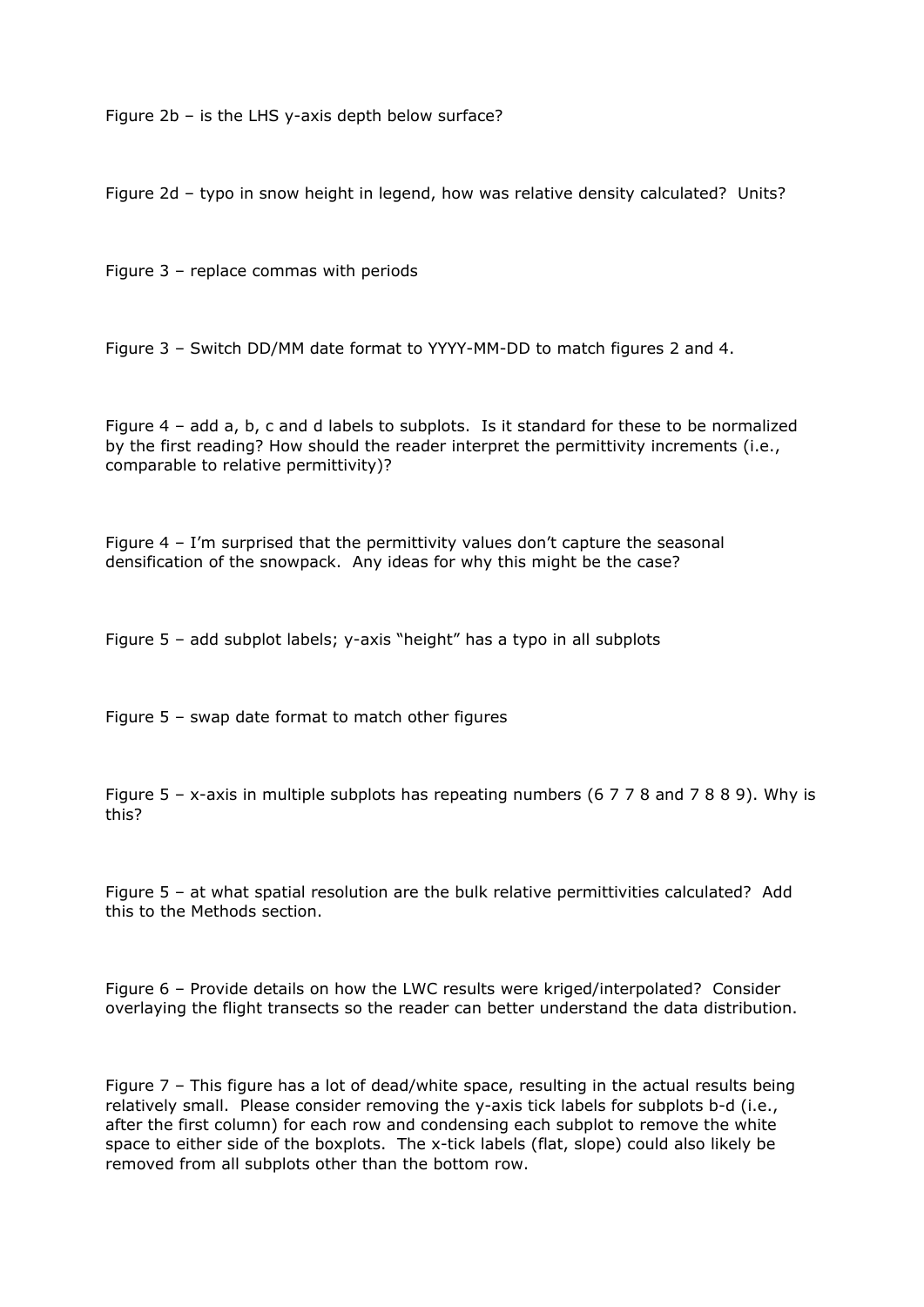Figure 2b – is the LHS y-axis depth below surface?

Figure 2d – typo in snow height in legend, how was relative density calculated? Units?

Figure 3 – replace commas with periods

Figure 3 – Switch DD/MM date format to YYYY-MM-DD to match figures 2 and 4.

Figure 4 – add a, b, c and d labels to subplots. Is it standard for these to be normalized by the first reading? How should the reader interpret the permittivity increments (i.e., comparable to relative permittivity)?

Figure 4 – I'm surprised that the permittivity values don't capture the seasonal densification of the snowpack. Any ideas for why this might be the case?

Figure 5 – add subplot labels; y-axis "height" has a typo in all subplots

Figure 5 – swap date format to match other figures

Figure 5 – x-axis in multiple subplots has repeating numbers (6 7 7 8 and 7 8 8 9). Why is this?

Figure 5 – at what spatial resolution are the bulk relative permittivities calculated? Add this to the Methods section.

Figure 6 – Provide details on how the LWC results were kriged/interpolated? Consider overlaying the flight transects so the reader can better understand the data distribution.

Figure 7 – This figure has a lot of dead/white space, resulting in the actual results being relatively small. Please consider removing the y-axis tick labels for subplots b-d (i.e., after the first column) for each row and condensing each subplot to remove the white space to either side of the boxplots. The x-tick labels (flat, slope) could also likely be removed from all subplots other than the bottom row.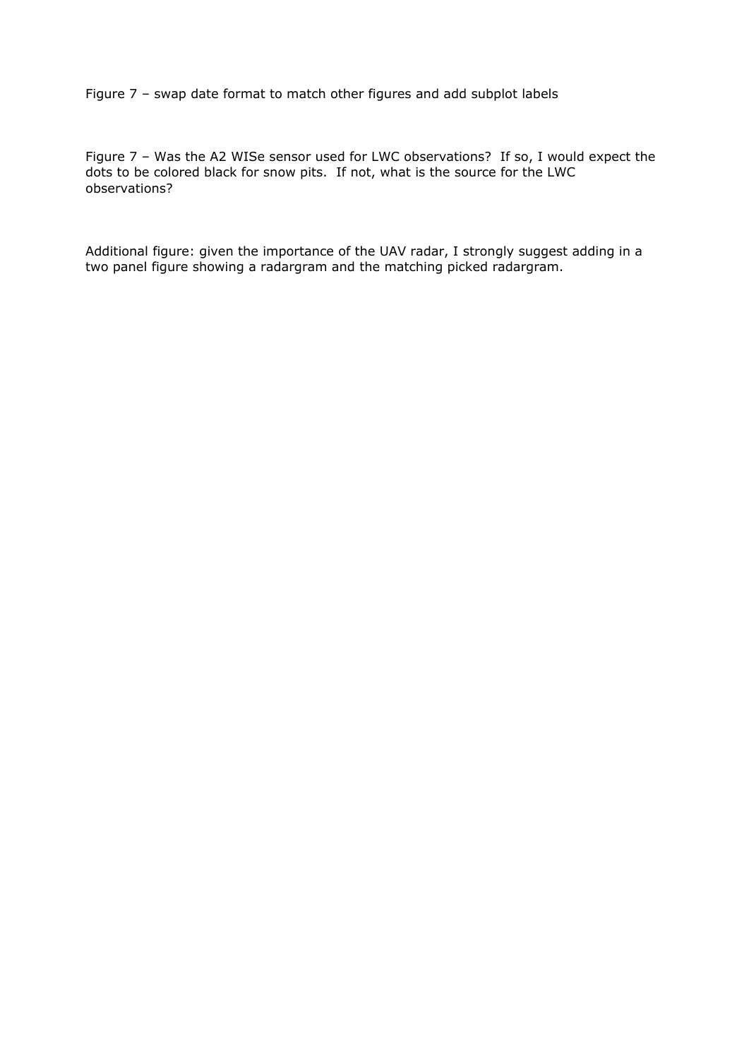Figure 7 – swap date format to match other figures and add subplot labels

Figure 7 – Was the A2 WISe sensor used for LWC observations? If so, I would expect the dots to be colored black for snow pits. If not, what is the source for the LWC observations?

Additional figure: given the importance of the UAV radar, I strongly suggest adding in a two panel figure showing a radargram and the matching picked radargram.